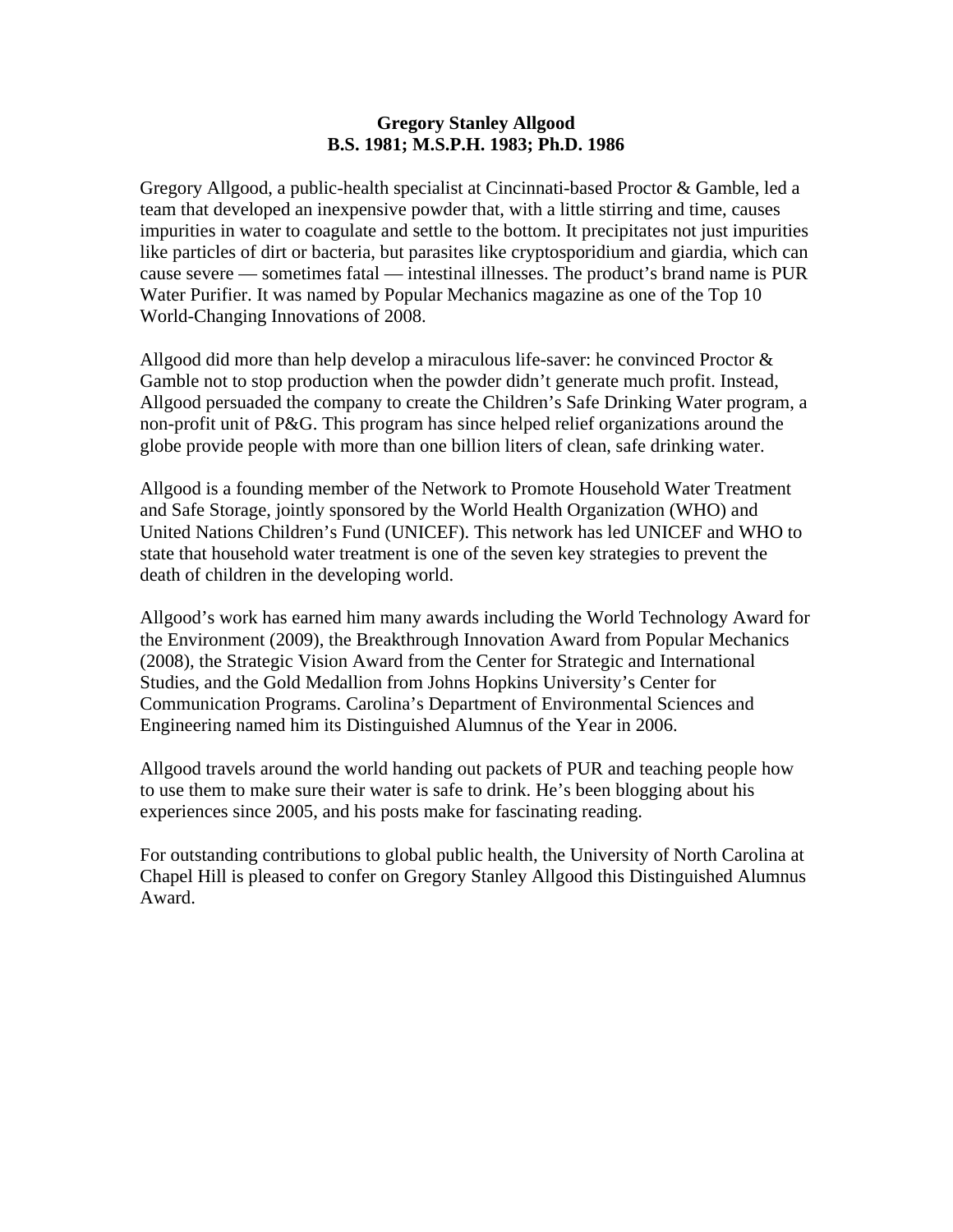**Gregory Stanley Allgood**
**B.S. 1981; M.S.P.H. 1983; Ph.D. 1986**

Gregory Allgood, a public-health specialist at Cincinnati-based Proctor & Gamble, led a team that developed an inexpensive powder that, with a little stirring and time, causes impurities in water to coagulate and settle to the bottom. It precipitates not just impurities like particles of dirt or bacteria, but parasites like cryptosporidium and giardia, which can cause severe — sometimes fatal — intestinal illnesses. The product's brand name is PUR Water Purifier. It was named by Popular Mechanics magazine as one of the Top 10 World-Changing Innovations of 2008.

Allgood did more than help develop a miraculous life-saver: he convinced Proctor & Gamble not to stop production when the powder didn't generate much profit. Instead, Allgood persuaded the company to create the Children's Safe Drinking Water program, a non-profit unit of P&G. This program has since helped relief organizations around the globe provide people with more than one billion liters of clean, safe drinking water.

Allgood is a founding member of the Network to Promote Household Water Treatment and Safe Storage, jointly sponsored by the World Health Organization (WHO) and United Nations Children's Fund (UNICEF). This network has led UNICEF and WHO to state that household water treatment is one of the seven key strategies to prevent the death of children in the developing world.

Allgood's work has earned him many awards including the World Technology Award for the Environment (2009), the Breakthrough Innovation Award from Popular Mechanics (2008), the Strategic Vision Award from the Center for Strategic and International Studies, and the Gold Medallion from Johns Hopkins University's Center for Communication Programs. Carolina's Department of Environmental Sciences and Engineering named him its Distinguished Alumnus of the Year in 2006.

Allgood travels around the world handing out packets of PUR and teaching people how to use them to make sure their water is safe to drink. He's been blogging about his experiences since 2005, and his posts make for fascinating reading.

For outstanding contributions to global public health, the University of North Carolina at Chapel Hill is pleased to confer on Gregory Stanley Allgood this Distinguished Alumnus Award.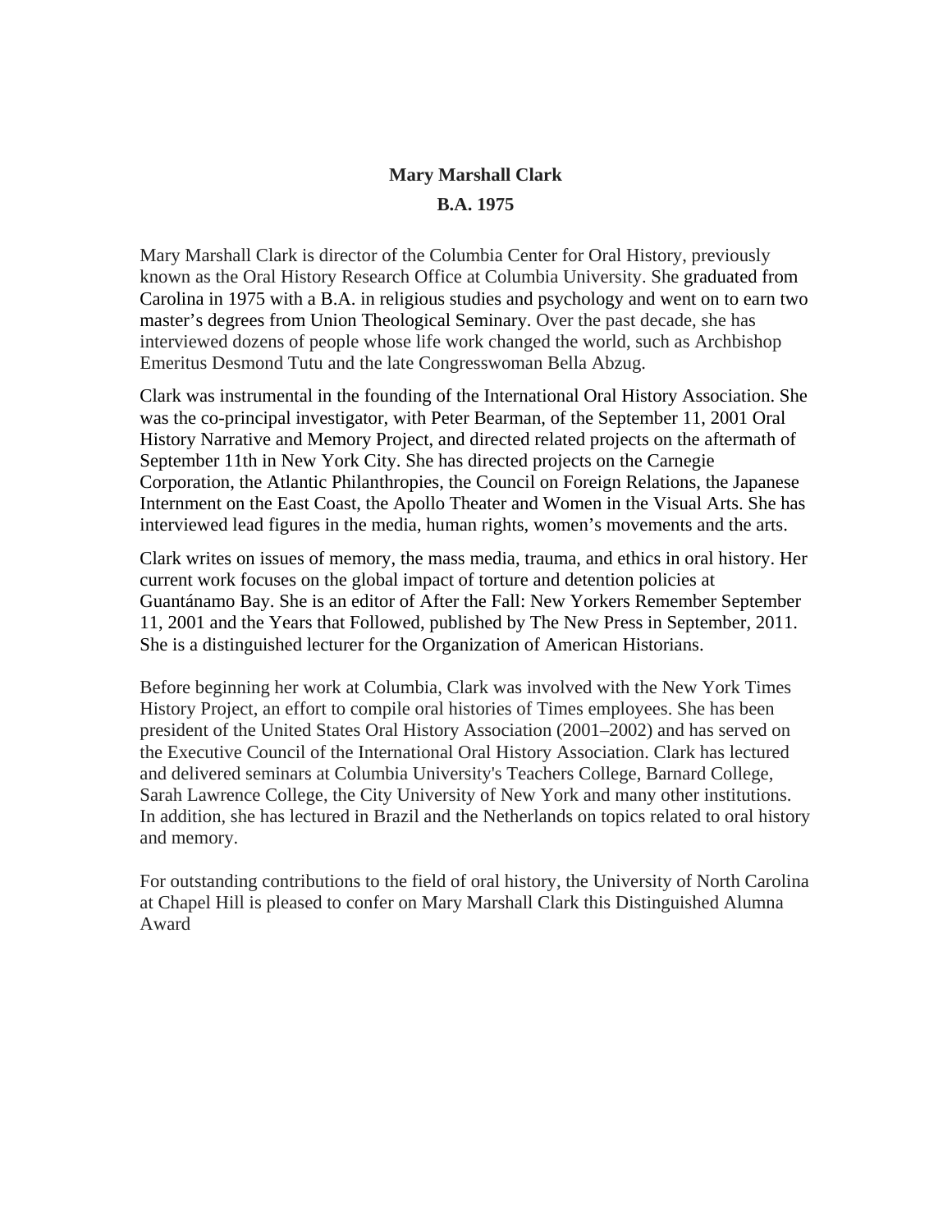**Mary Marshall Clark**

**B.A. 1975**

Mary Marshall Clark is director of the Columbia Center for Oral History, previously known as the Oral History Research Office at Columbia University. She graduated from Carolina in 1975 with a B.A. in religious studies and psychology and went on to earn two master's degrees from Union Theological Seminary. Over the past decade, she has interviewed dozens of people whose life work changed the world, such as Archbishop Emeritus Desmond Tutu and the late Congresswoman Bella Abzug.

Clark was instrumental in the founding of the International Oral History Association. She was the co-principal investigator, with Peter Bearman, of the September 11, 2001 Oral History Narrative and Memory Project, and directed related projects on the aftermath of September 11th in New York City. She has directed projects on the Carnegie Corporation, the Atlantic Philanthropies, the Council on Foreign Relations, the Japanese Internment on the East Coast, the Apollo Theater and Women in the Visual Arts. She has interviewed lead figures in the media, human rights, women's movements and the arts.

Clark writes on issues of memory, the mass media, trauma, and ethics in oral history. Her current work focuses on the global impact of torture and detention policies at Guantánamo Bay. She is an editor of After the Fall: New Yorkers Remember September 11, 2001 and the Years that Followed, published by The New Press in September, 2011. She is a distinguished lecturer for the Organization of American Historians.

Before beginning her work at Columbia, Clark was involved with the New York Times History Project, an effort to compile oral histories of Times employees. She has been president of the United States Oral History Association (2001–2002) and has served on the Executive Council of the International Oral History Association. Clark has lectured and delivered seminars at Columbia University's Teachers College, Barnard College, Sarah Lawrence College, the City University of New York and many other institutions. In addition, she has lectured in Brazil and the Netherlands on topics related to oral history and memory.

For outstanding contributions to the field of oral history, the University of North Carolina at Chapel Hill is pleased to confer on Mary Marshall Clark this Distinguished Alumna Award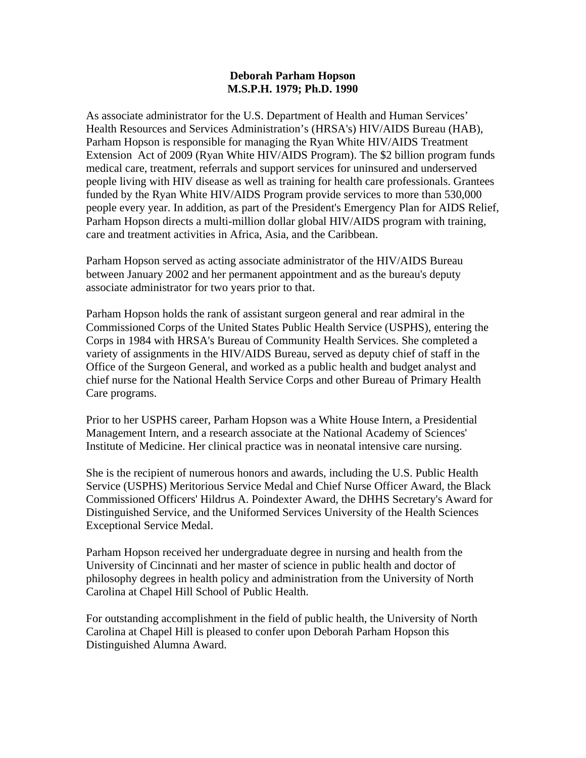**Deborah Parham Hopson**
**M.S.P.H. 1979; Ph.D. 1990**

As associate administrator for the U.S. Department of Health and Human Services' Health Resources and Services Administration's (HRSA's) HIV/AIDS Bureau (HAB), Parham Hopson is responsible for managing the Ryan White HIV/AIDS Treatment Extension Act of 2009 (Ryan White HIV/AIDS Program). The $2 billion program funds medical care, treatment, referrals and support services for uninsured and underserved people living with HIV disease as well as training for health care professionals. Grantees funded by the Ryan White HIV/AIDS Program provide services to more than 530,000 people every year. In addition, as part of the President's Emergency Plan for AIDS Relief, Parham Hopson directs a multi-million dollar global HIV/AIDS program with training, care and treatment activities in Africa, Asia, and the Caribbean.

Parham Hopson served as acting associate administrator of the HIV/AIDS Bureau between January 2002 and her permanent appointment and as the bureau's deputy associate administrator for two years prior to that.

Parham Hopson holds the rank of assistant surgeon general and rear admiral in the Commissioned Corps of the United States Public Health Service (USPHS), entering the Corps in 1984 with HRSA's Bureau of Community Health Services. She completed a variety of assignments in the HIV/AIDS Bureau, served as deputy chief of staff in the Office of the Surgeon General, and worked as a public health and budget analyst and chief nurse for the National Health Service Corps and other Bureau of Primary Health Care programs.

Prior to her USPHS career, Parham Hopson was a White House Intern, a Presidential Management Intern, and a research associate at the National Academy of Sciences' Institute of Medicine. Her clinical practice was in neonatal intensive care nursing.

She is the recipient of numerous honors and awards, including the U.S. Public Health Service (USPHS) Meritorious Service Medal and Chief Nurse Officer Award, the Black Commissioned Officers' Hildrus A. Poindexter Award, the DHHS Secretary's Award for Distinguished Service, and the Uniformed Services University of the Health Sciences Exceptional Service Medal.

Parham Hopson received her undergraduate degree in nursing and health from the University of Cincinnati and her master of science in public health and doctor of philosophy degrees in health policy and administration from the University of North Carolina at Chapel Hill School of Public Health.

For outstanding accomplishment in the field of public health, the University of North Carolina at Chapel Hill is pleased to confer upon Deborah Parham Hopson this Distinguished Alumna Award.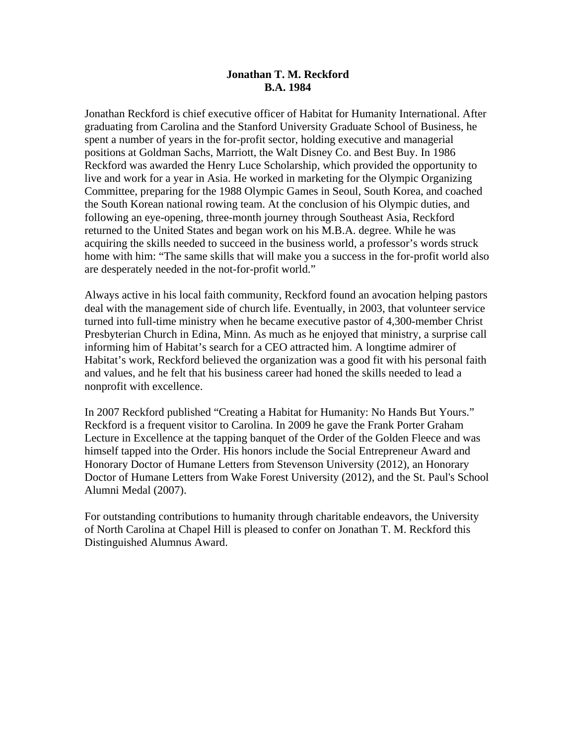**Jonathan T. M. Reckford**
**B.A. 1984**

Jonathan Reckford is chief executive officer of Habitat for Humanity International. After graduating from Carolina and the Stanford University Graduate School of Business, he spent a number of years in the for-profit sector, holding executive and managerial positions at Goldman Sachs, Marriott, the Walt Disney Co. and Best Buy. In 1986 Reckford was awarded the Henry Luce Scholarship, which provided the opportunity to live and work for a year in Asia. He worked in marketing for the Olympic Organizing Committee, preparing for the 1988 Olympic Games in Seoul, South Korea, and coached the South Korean national rowing team. At the conclusion of his Olympic duties, and following an eye-opening, three-month journey through Southeast Asia, Reckford returned to the United States and began work on his M.B.A. degree. While he was acquiring the skills needed to succeed in the business world, a professor's words struck home with him: "The same skills that will make you a success in the for-profit world also are desperately needed in the not-for-profit world."

Always active in his local faith community, Reckford found an avocation helping pastors deal with the management side of church life. Eventually, in 2003, that volunteer service turned into full-time ministry when he became executive pastor of 4,300-member Christ Presbyterian Church in Edina, Minn. As much as he enjoyed that ministry, a surprise call informing him of Habitat's search for a CEO attracted him. A longtime admirer of Habitat's work, Reckford believed the organization was a good fit with his personal faith and values, and he felt that his business career had honed the skills needed to lead a nonprofit with excellence.

In 2007 Reckford published "Creating a Habitat for Humanity: No Hands But Yours." Reckford is a frequent visitor to Carolina. In 2009 he gave the Frank Porter Graham Lecture in Excellence at the tapping banquet of the Order of the Golden Fleece and was himself tapped into the Order. His honors include the Social Entrepreneur Award and Honorary Doctor of Humane Letters from Stevenson University (2012), an Honorary Doctor of Humane Letters from Wake Forest University (2012), and the St. Paul's School Alumni Medal (2007).

For outstanding contributions to humanity through charitable endeavors, the University of North Carolina at Chapel Hill is pleased to confer on Jonathan T. M. Reckford this Distinguished Alumnus Award.